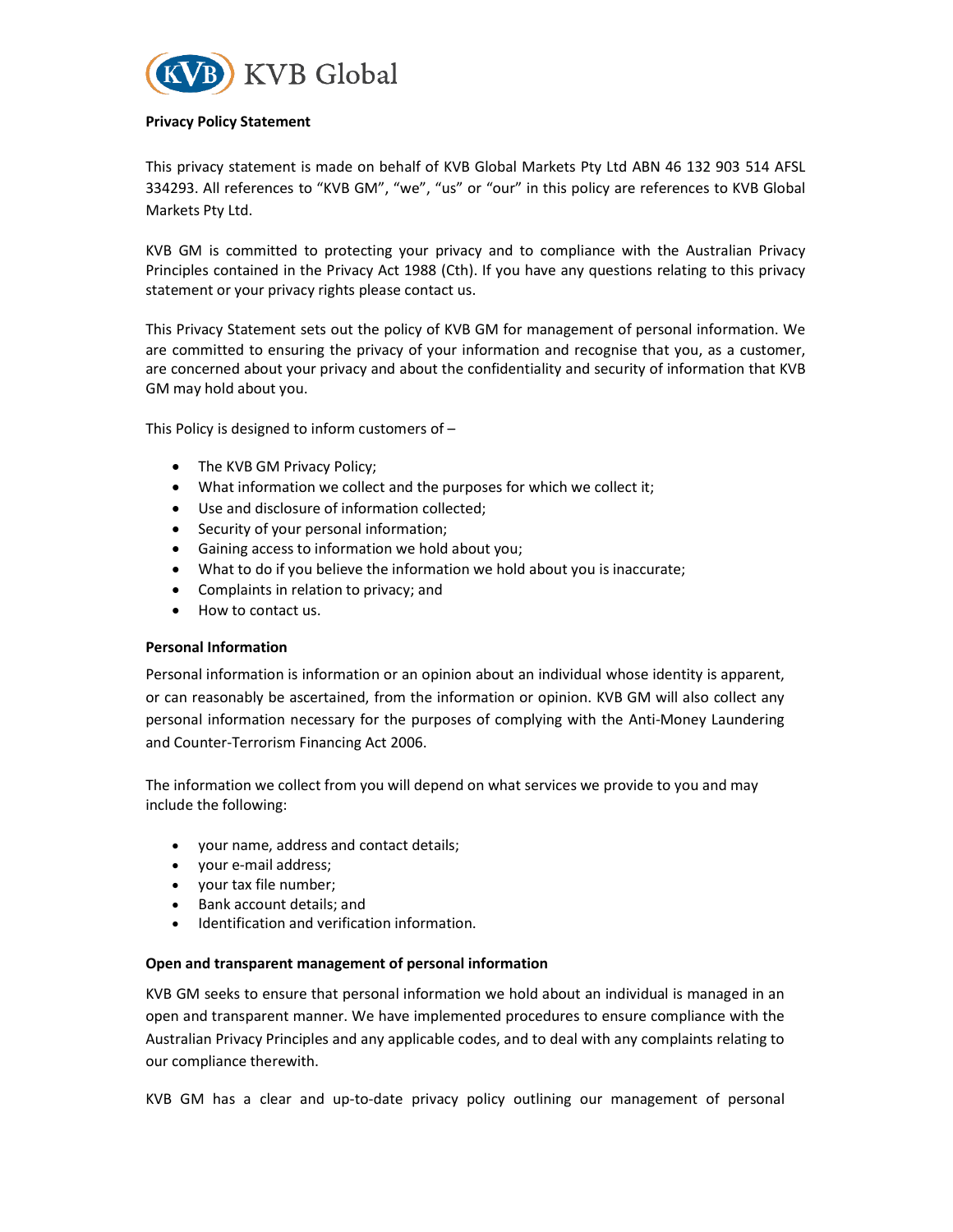KVB Global

**Privacy Policy Statement**

This privacy statement is made on behalf of KVB Global Markets Pty Ltd ABN 46 132 903 514 AFSL 334293. All references to "KVB GM", "we", "us" or "our" in this policy are references to KVB Global Markets Pty Ltd.

KVB GM is committed to protecting your privacy and to compliance with the Australian Privacy Principles contained in the Privacy Act 1988 (Cth). If you have any questions relating to this privacy statement or your privacy rights please contact us.

This Privacy Statement sets out the policy of KVB GM for management of personal information. We are committed to ensuring the privacy of your information and recognise that you, as a customer, are concerned about your privacy and about the confidentiality and security of information that KVB GM may hold about you.

This Policy is designed to inform customers of –

- The KVB GM Privacy Policy;
- What information we collect and the purposes for which we collect it;
- Use and disclosure of information collected;
- Security of your personal information;
- Gaining access to information we hold about you;
- What to do if you believe the information we hold about you is inaccurate;
- Complaints in relation to privacy; and
- How to contact us.

**Personal Information**

Personal information is information or an opinion about an individual whose identity is apparent, or can reasonably be ascertained, from the information or opinion. KVB GM will also collect any personal information necessary for the purposes of complying with the Anti-Money Laundering and Counter-Terrorism Financing Act 2006.

The information we collect from you will depend on what services we provide to you and may include the following:

- your name, address and contact details;
- your e-mail address;
- your tax file number;
- Bank account details; and
- Identification and verification information.

**Open and transparent management of personal information**

KVB GM seeks to ensure that personal information we hold about an individual is managed in an open and transparent manner. We have implemented procedures to ensure compliance with the Australian Privacy Principles and any applicable codes, and to deal with any complaints relating to our compliance therewith.

KVB GM has a clear and up-to-date privacy policy outlining our management of personal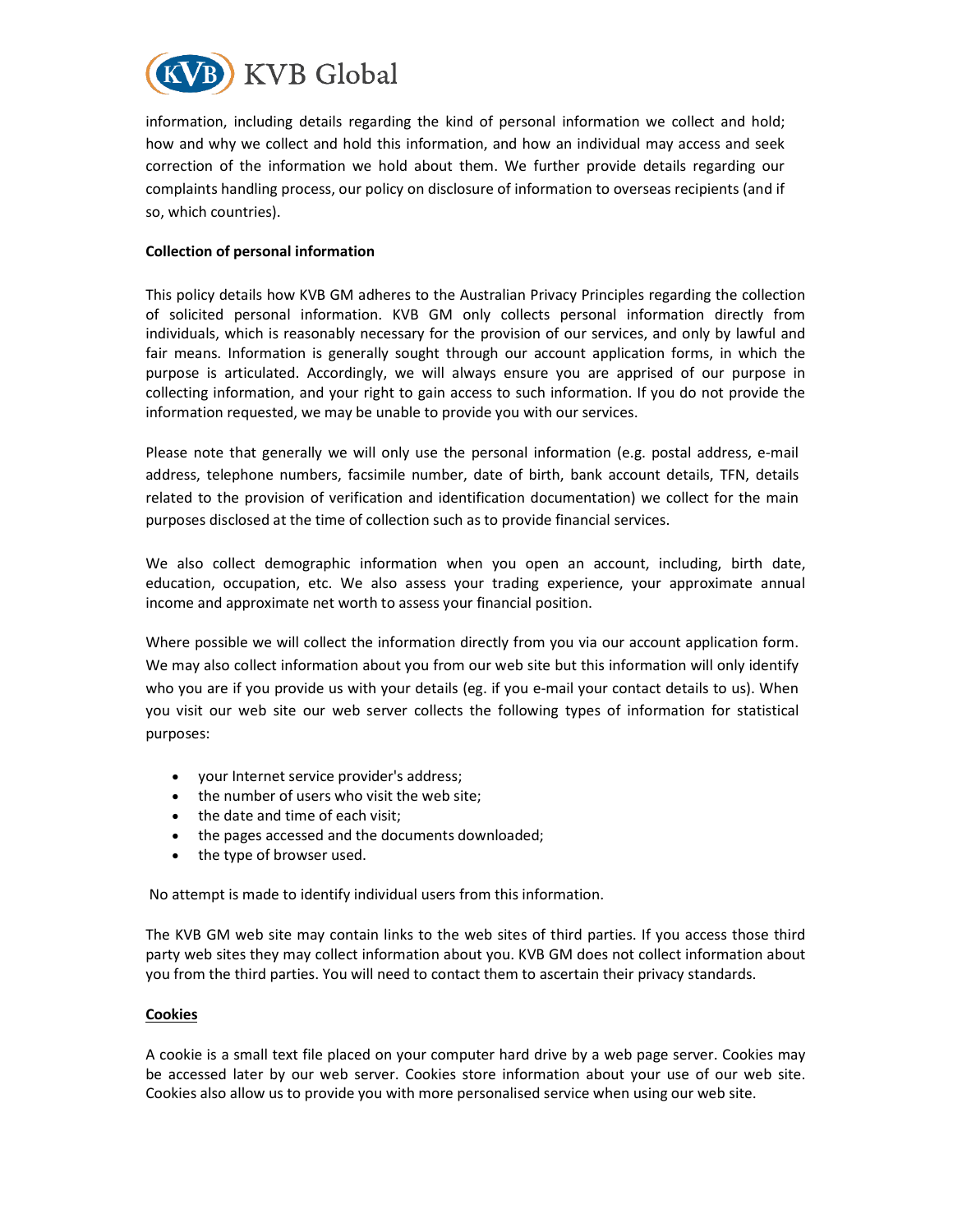information, including details regarding the kind of personal information we collect and hold; how and why we collect and hold this information, and how an individual may access and seek correction of the information we hold about them. We further provide details regarding our complaints handling process, our policy on disclosure of information to overseas recipients (and if so, which countries).

**Collection of personal information**

This policy details how KVB GM adheres to the Australian Privacy Principles regarding the collection of solicited personal information. KVB GM only collects personal information directly from individuals, which is reasonably necessary for the provision of our services, and only by lawful and fair means. Information is generally sought through our account application forms, in which the purpose is articulated. Accordingly, we will always ensure you are apprised of our purpose in collecting information, and your right to gain access to such information. If you do not provide the information requested, we may be unable to provide you with our services.

Please note that generally we will only use the personal information (e.g. postal address, e-mail address, telephone numbers, facsimile number, date of birth, bank account details, TFN, details related to the provision of verification and identification documentation) we collect for the main purposes disclosed at the time of collection such as to provide financial services.

We also collect demographic information when you open an account, including, birth date, education, occupation, etc. We also assess your trading experience, your approximate annual income and approximate net worth to assess your financial position.

Where possible we will collect the information directly from you via our account application form. We may also collect information about you from our web site but this information will only identify who you are if you provide us with your details (eg. if you e-mail your contact details to us). When you visit our web site our web server collects the following types of information for statistical purposes:

- your Internet service provider's address;
- the number of users who visit the web site;
- the date and time of each visit;
- the pages accessed and the documents downloaded;
- the type of browser used.

No attempt is made to identify individual users from this information.

The KVB GM web site may contain links to the web sites of third parties. If you access those third party web sites they may collect information about you. KVB GM does not collect information about you from the third parties. You will need to contact them to ascertain their privacy standards.

**Cookies**

A cookie is a small text file placed on your computer hard drive by a web page server. Cookies may be accessed later by our web server. Cookies store information about your use of our web site. Cookies also allow us to provide you with more personalised service when using our web site.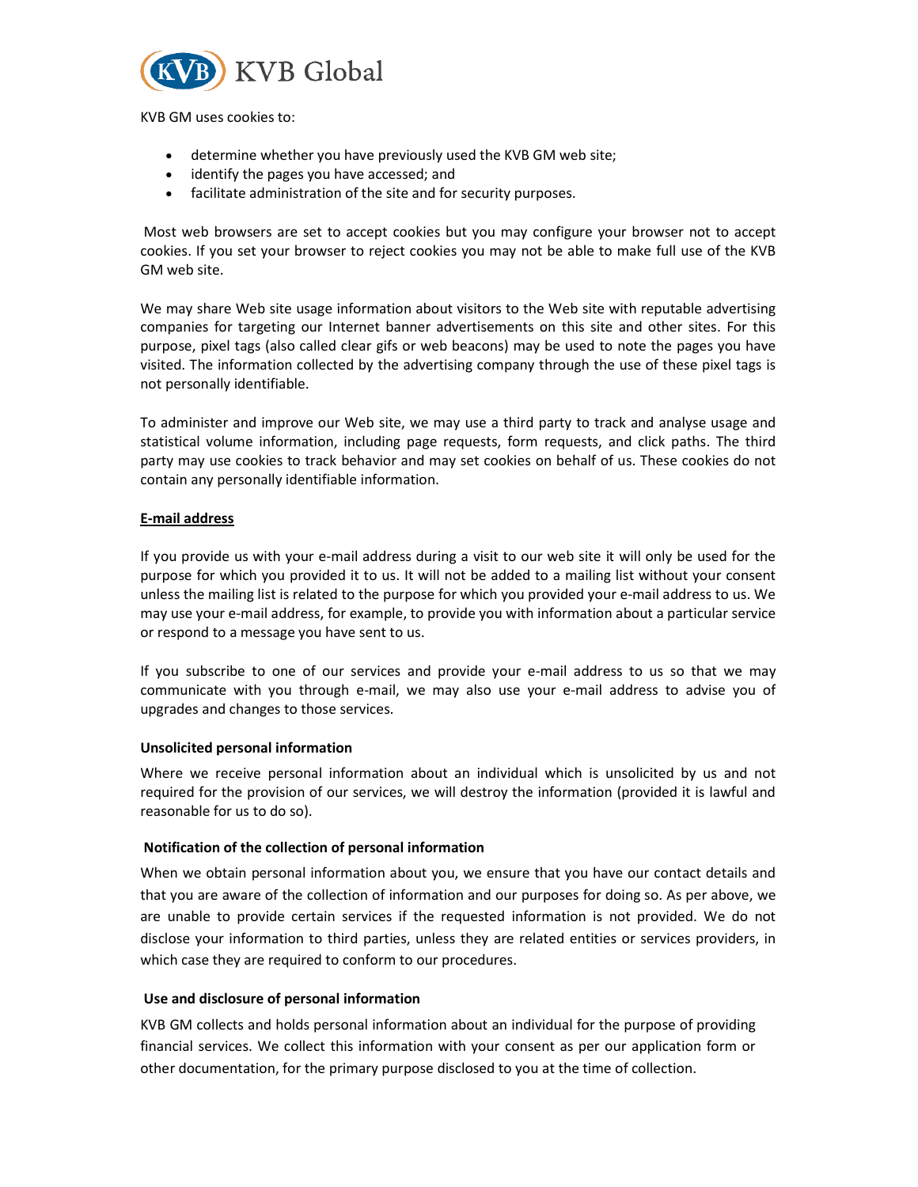KVB GM uses cookies to:

- determine whether you have previously used the KVB GM web site;
- identify the pages you have accessed; and
- facilitate administration of the site and for security purposes.

Most web browsers are set to accept cookies but you may configure your browser not to accept cookies. If you set your browser to reject cookies you may not be able to make full use of the KVB GM web site.

We may share Web site usage information about visitors to the Web site with reputable advertising companies for targeting our Internet banner advertisements on this site and other sites. For this purpose, pixel tags (also called clear gifs or web beacons) may be used to note the pages you have visited. The information collected by the advertising company through the use of these pixel tags is not personally identifiable.

To administer and improve our Web site, we may use a third party to track and analyse usage and statistical volume information, including page requests, form requests, and click paths. The third party may use cookies to track behavior and may set cookies on behalf of us. These cookies do not contain any personally identifiable information.

**E-mail address**

If you provide us with your e-mail address during a visit to our web site it will only be used for the purpose for which you provided it to us. It will not be added to a mailing list without your consent unless the mailing list is related to the purpose for which you provided your e-mail address to us. We may use your e-mail address, for example, to provide you with information about a particular service or respond to a message you have sent to us.

If you subscribe to one of our services and provide your e-mail address to us so that we may communicate with you through e-mail, we may also use your e-mail address to advise you of upgrades and changes to those services.

**Unsolicited personal information**

Where we receive personal information about an individual which is unsolicited by us and not required for the provision of our services, we will destroy the information (provided it is lawful and reasonable for us to do so).

**Notification of the collection of personal information**

When we obtain personal information about you, we ensure that you have our contact details and that you are aware of the collection of information and our purposes for doing so. As per above, we are unable to provide certain services if the requested information is not provided. We do not disclose your information to third parties, unless they are related entities or services providers, in which case they are required to conform to our procedures.

**Use and disclosure of personal information**

KVB GM collects and holds personal information about an individual for the purpose of providing financial services. We collect this information with your consent as per our application form or other documentation, for the primary purpose disclosed to you at the time of collection.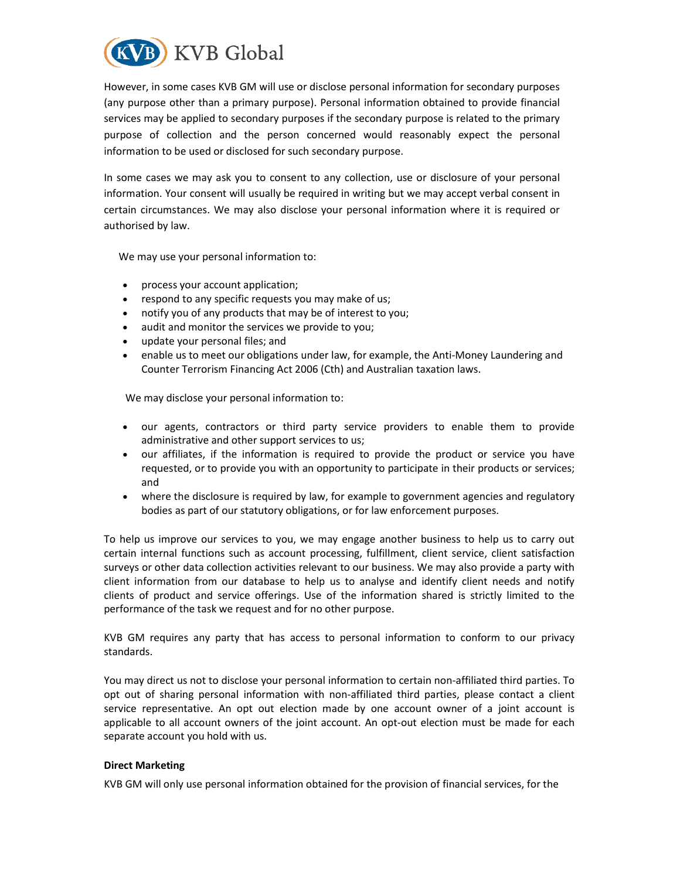However, in some cases KVB GM will use or disclose personal information for secondary purposes (any purpose other than a primary purpose). Personal information obtained to provide financial services may be applied to secondary purposes if the secondary purpose is related to the primary purpose of collection and the person concerned would reasonably expect the personal information to be used or disclosed for such secondary purpose.

In some cases we may ask you to consent to any collection, use or disclosure of your personal information. Your consent will usually be required in writing but we may accept verbal consent in certain circumstances. We may also disclose your personal information where it is required or authorised by law.

We may use your personal information to:

- process your account application;
- respond to any specific requests you may make of us;
- notify you of any products that may be of interest to you;
- audit and monitor the services we provide to you;
- update your personal files; and
- enable us to meet our obligations under law, for example, the Anti-Money Laundering and Counter Terrorism Financing Act 2006 (Cth) and Australian taxation laws.

We may disclose your personal information to:

- our agents, contractors or third party service providers to enable them to provide administrative and other support services to us;
- our affiliates, if the information is required to provide the product or service you have requested, or to provide you with an opportunity to participate in their products or services; and
- where the disclosure is required by law, for example to government agencies and regulatory bodies as part of our statutory obligations, or for law enforcement purposes.

To help us improve our services to you, we may engage another business to help us to carry out certain internal functions such as account processing, fulfillment, client service, client satisfaction surveys or other data collection activities relevant to our business. We may also provide a party with client information from our database to help us to analyse and identify client needs and notify clients of product and service offerings. Use of the information shared is strictly limited to the performance of the task we request and for no other purpose.

KVB GM requires any party that has access to personal information to conform to our privacy standards.

You may direct us not to disclose your personal information to certain non-affiliated third parties. To opt out of sharing personal information with non-affiliated third parties, please contact a client service representative. An opt out election made by one account owner of a joint account is applicable to all account owners of the joint account. An opt-out election must be made for each separate account you hold with us.

**Direct Marketing**

KVB GM will only use personal information obtained for the provision of financial services, for the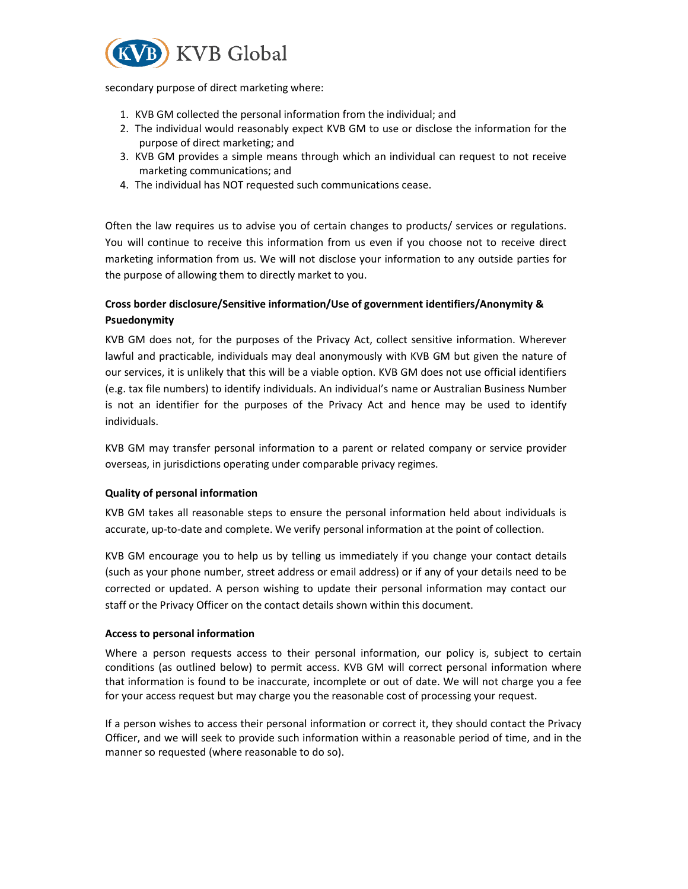secondary purpose of direct marketing where:

1. KVB GM collected the personal information from the individual; and
2. The individual would reasonably expect KVB GM to use or disclose the information for the purpose of direct marketing; and
3. KVB GM provides a simple means through which an individual can request to not receive marketing communications; and
4. The individual has NOT requested such communications cease.

Often the law requires us to advise you of certain changes to products/ services or regulations. You will continue to receive this information from us even if you choose not to receive direct marketing information from us. We will not disclose your information to any outside parties for the purpose of allowing them to directly market to you.

**Cross border disclosure/Sensitive information/Use of government identifiers/Anonymity & Psuedonymity**

KVB GM does not, for the purposes of the Privacy Act, collect sensitive information. Wherever lawful and practicable, individuals may deal anonymously with KVB GM but given the nature of our services, it is unlikely that this will be a viable option. KVB GM does not use official identifiers (e.g. tax file numbers) to identify individuals. An individual's name or Australian Business Number is not an identifier for the purposes of the Privacy Act and hence may be used to identify individuals.

KVB GM may transfer personal information to a parent or related company or service provider overseas, in jurisdictions operating under comparable privacy regimes.

**Quality of personal information**

KVB GM takes all reasonable steps to ensure the personal information held about individuals is accurate, up-to-date and complete. We verify personal information at the point of collection.

KVB GM encourage you to help us by telling us immediately if you change your contact details (such as your phone number, street address or email address) or if any of your details need to be corrected or updated. A person wishing to update their personal information may contact our staff or the Privacy Officer on the contact details shown within this document.

**Access to personal information**

Where a person requests access to their personal information, our policy is, subject to certain conditions (as outlined below) to permit access. KVB GM will correct personal information where that information is found to be inaccurate, incomplete or out of date. We will not charge you a fee for your access request but may charge you the reasonable cost of processing your request.

If a person wishes to access their personal information or correct it, they should contact the Privacy Officer, and we will seek to provide such information within a reasonable period of time, and in the manner so requested (where reasonable to do so).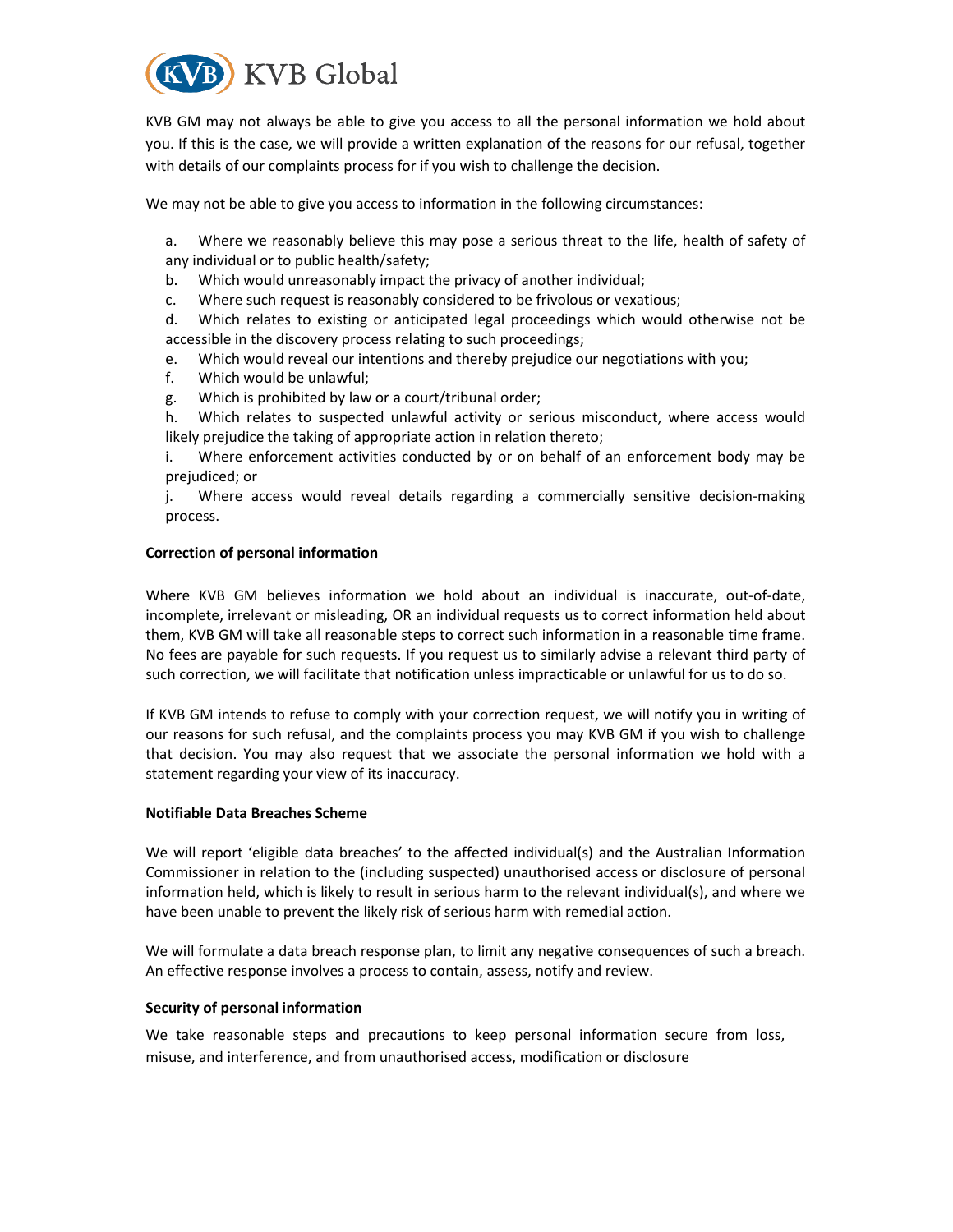KVB GM may not always be able to give you access to all the personal information we hold about you. If this is the case, we will provide a written explanation of the reasons for our refusal, together with details of our complaints process for if you wish to challenge the decision.

We may not be able to give you access to information in the following circumstances:

a. Where we reasonably believe this may pose a serious threat to the life, health of safety of any individual or to public health/safety;
b. Which would unreasonably impact the privacy of another individual;
c. Where such request is reasonably considered to be frivolous or vexatious;
d. Which relates to existing or anticipated legal proceedings which would otherwise not be accessible in the discovery process relating to such proceedings;
e. Which would reveal our intentions and thereby prejudice our negotiations with you;
f. Which would be unlawful;
g. Which is prohibited by law or a court/tribunal order;
h. Which relates to suspected unlawful activity or serious misconduct, where access would likely prejudice the taking of appropriate action in relation thereto;
i. Where enforcement activities conducted by or on behalf of an enforcement body may be prejudiced; or
j. Where access would reveal details regarding a commercially sensitive decision-making process.

**Correction of personal information**

Where KVB GM believes information we hold about an individual is inaccurate, out-of-date, incomplete, irrelevant or misleading, OR an individual requests us to correct information held about them, KVB GM will take all reasonable steps to correct such information in a reasonable time frame. No fees are payable for such requests. If you request us to similarly advise a relevant third party of such correction, we will facilitate that notification unless impracticable or unlawful for us to do so.

If KVB GM intends to refuse to comply with your correction request, we will notify you in writing of our reasons for such refusal, and the complaints process you may KVB GM if you wish to challenge that decision. You may also request that we associate the personal information we hold with a statement regarding your view of its inaccuracy.

**Notifiable Data Breaches Scheme**

We will report 'eligible data breaches' to the affected individual(s) and the Australian Information Commissioner in relation to the (including suspected) unauthorised access or disclosure of personal information held, which is likely to result in serious harm to the relevant individual(s), and where we have been unable to prevent the likely risk of serious harm with remedial action.

We will formulate a data breach response plan, to limit any negative consequences of such a breach. An effective response involves a process to contain, assess, notify and review.

**Security of personal information**

We take reasonable steps and precautions to keep personal information secure from loss, misuse, and interference, and from unauthorised access, modification or disclosure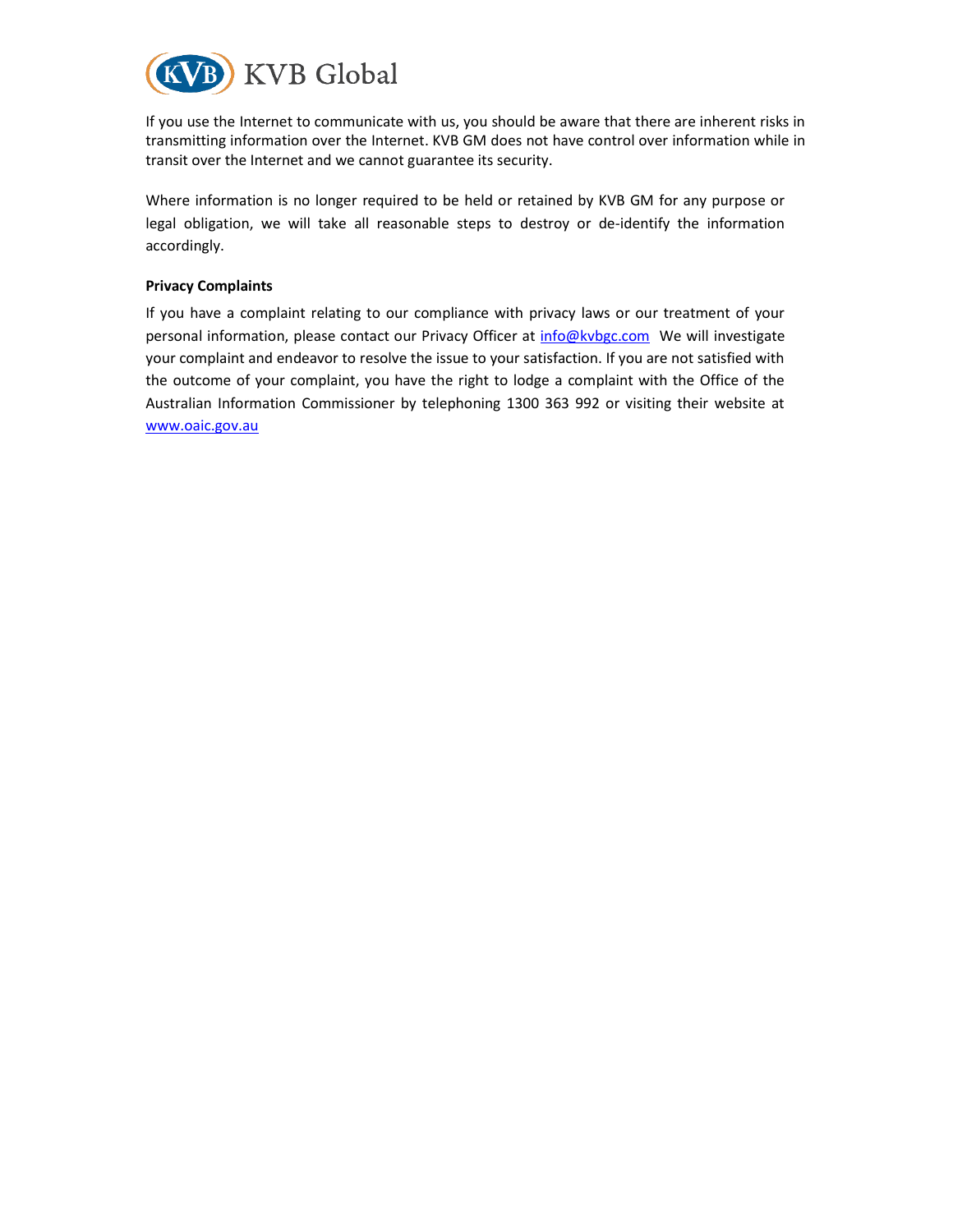If you use the Internet to communicate with us, you should be aware that there are inherent risks in transmitting information over the Internet. KVB GM does not have control over information while in transit over the Internet and we cannot guarantee its security.

Where information is no longer required to be held or retained by KVB GM for any purpose or legal obligation, we will take all reasonable steps to destroy or de-identify the information accordingly.

**Privacy Complaints**

If you have a complaint relating to our compliance with privacy laws or our treatment of your personal information, please contact our Privacy Officer at info@kvbgc.com We will investigate your complaint and endeavor to resolve the issue to your satisfaction. If you are not satisfied with the outcome of your complaint, you have the right to lodge a complaint with the Office of the Australian Information Commissioner by telephoning 1300 363 992 or visiting their website at www.oaic.gov.au